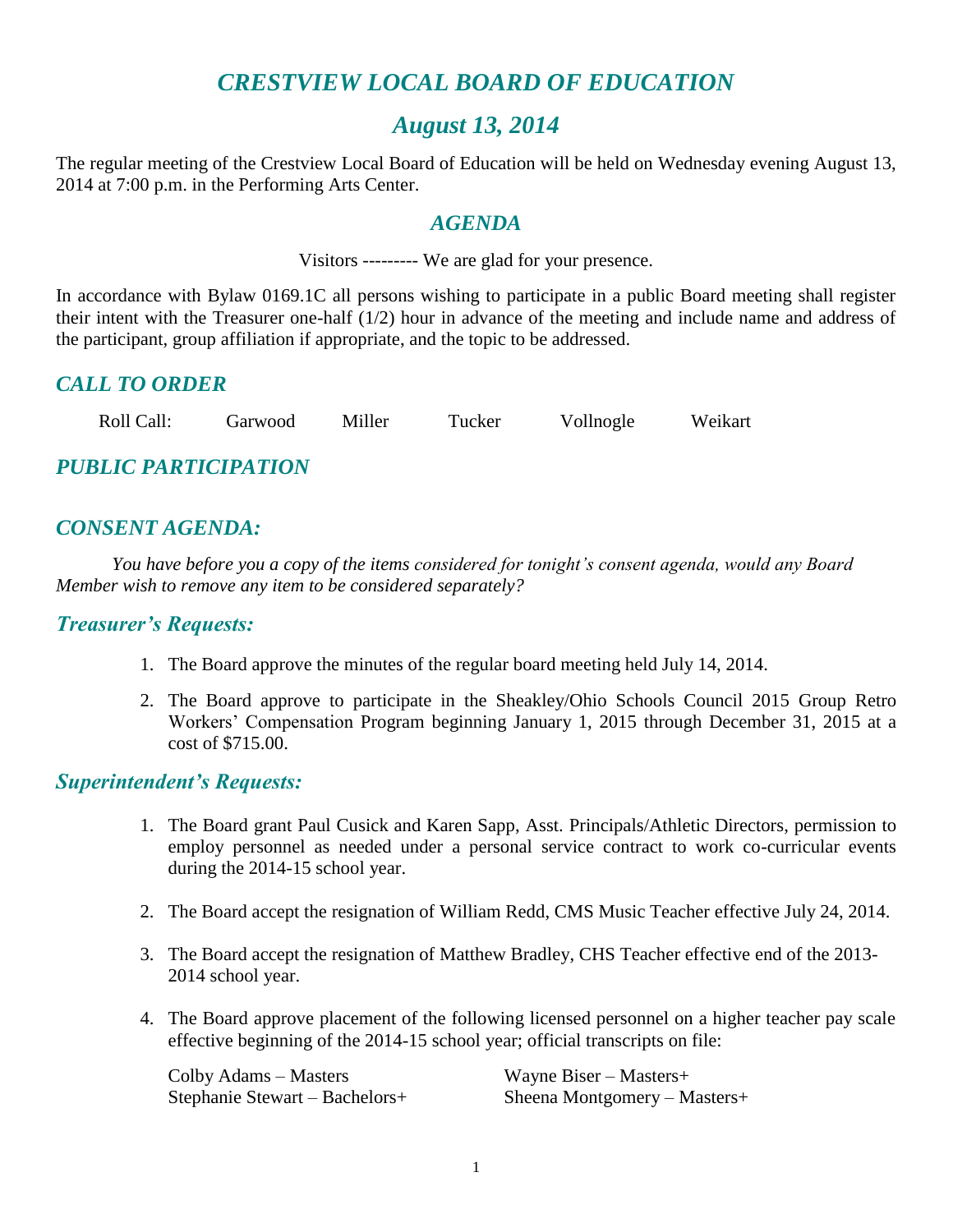# *CRESTVIEW LOCAL BOARD OF EDUCATION*

## *August 13, 2014*

The regular meeting of the Crestview Local Board of Education will be held on Wednesday evening August 13, 2014 at 7:00 p.m. in the Performing Arts Center.

### *AGENDA*

Visitors --------- We are glad for your presence.

In accordance with Bylaw 0169.1C all persons wishing to participate in a public Board meeting shall register their intent with the Treasurer one-half (1/2) hour in advance of the meeting and include name and address of the participant, group affiliation if appropriate, and the topic to be addressed.

## *CALL TO ORDER*

Roll Call: Garwood Miller Tucker Vollnogle Weikart

## *PUBLIC PARTICIPATION*

## *CONSENT AGENDA:*

*You have before you a copy of the items considered for tonight's consent agenda, would any Board Member wish to remove any item to be considered separately?*

### *Treasurer's Requests:*

1. The Board approve the minutes of the regular board meeting held July 14, 2014.
2. The Board approve to participate in the Sheakley/Ohio Schools Council 2015 Group Retro Workers' Compensation Program beginning January 1, 2015 through December 31, 2015 at a cost of $715.00.

### *Superintendent's Requests:*

1. The Board grant Paul Cusick and Karen Sapp, Asst. Principals/Athletic Directors, permission to employ personnel as needed under a personal service contract to work co-curricular events during the 2014-15 school year.
2. The Board accept the resignation of William Redd, CMS Music Teacher effective July 24, 2014.
3. The Board accept the resignation of Matthew Bradley, CHS Teacher effective end of the 2013-2014 school year.
4. The Board approve placement of the following licensed personnel on a higher teacher pay scale effective beginning of the 2014-15 school year; official transcripts on file:

   Colby Adams – Masters
   Wayne Biser – Masters+
   Stephanie Stewart – Bachelors+
   Sheena Montgomery – Masters+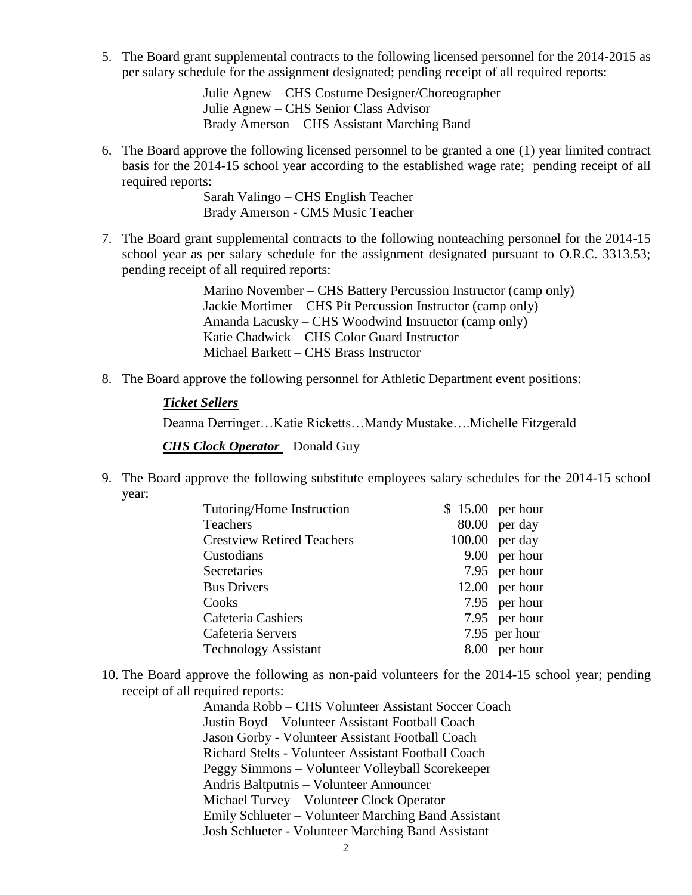5. The Board grant supplemental contracts to the following licensed personnel for the 2014-2015 as per salary schedule for the assignment designated; pending receipt of all required reports:

   Julie Agnew – CHS Costume Designer/Choreographer
   Julie Agnew – CHS Senior Class Advisor
   Brady Amerson – CHS Assistant Marching Band

6. The Board approve the following licensed personnel to be granted a one (1) year limited contract basis for the 2014-15 school year according to the established wage rate; pending receipt of all required reports:

   Sarah Valingo – CHS English Teacher
   Brady Amerson - CMS Music Teacher

7. The Board grant supplemental contracts to the following nonteaching personnel for the 2014-15 school year as per salary schedule for the assignment designated pursuant to O.R.C. 3313.53; pending receipt of all required reports:

   Marino November – CHS Battery Percussion Instructor (camp only)
   Jackie Mortimer – CHS Pit Percussion Instructor (camp only)
   Amanda Lacusky – CHS Woodwind Instructor (camp only)
   Katie Chadwick – CHS Color Guard Instructor
   Michael Barkett – CHS Brass Instructor

8. The Board approve the following personnel for Athletic Department event positions:

   ***Ticket Sellers***

   Deanna Derringer…Katie Ricketts…Mandy Mustake….Michelle Fitzgerald

   ***CHS Clock Operator*** – Donald Guy

9. The Board approve the following substitute employees salary schedules for the 2014-15 school year:

| | |
|---|---|
| Tutoring/Home Instruction | $ 15.00 per hour |
| Teachers | 80.00 per day |
| Crestview Retired Teachers | 100.00 per day |
| Custodians | 9.00 per hour |
| Secretaries | 7.95 per hour |
| Bus Drivers | 12.00 per hour |
| Cooks | 7.95 per hour |
| Cafeteria Cashiers | 7.95 per hour |
| Cafeteria Servers | 7.95 per hour |
| Technology Assistant | 8.00 per hour |

10. The Board approve the following as non-paid volunteers for the 2014-15 school year; pending receipt of all required reports:

    Amanda Robb – CHS Volunteer Assistant Soccer Coach
    Justin Boyd – Volunteer Assistant Football Coach
    Jason Gorby - Volunteer Assistant Football Coach
    Richard Stelts - Volunteer Assistant Football Coach
    Peggy Simmons – Volunteer Volleyball Scorekeeper
    Andris Baltputnis – Volunteer Announcer
    Michael Turvey – Volunteer Clock Operator
    Emily Schlueter – Volunteer Marching Band Assistant
    Josh Schlueter - Volunteer Marching Band Assistant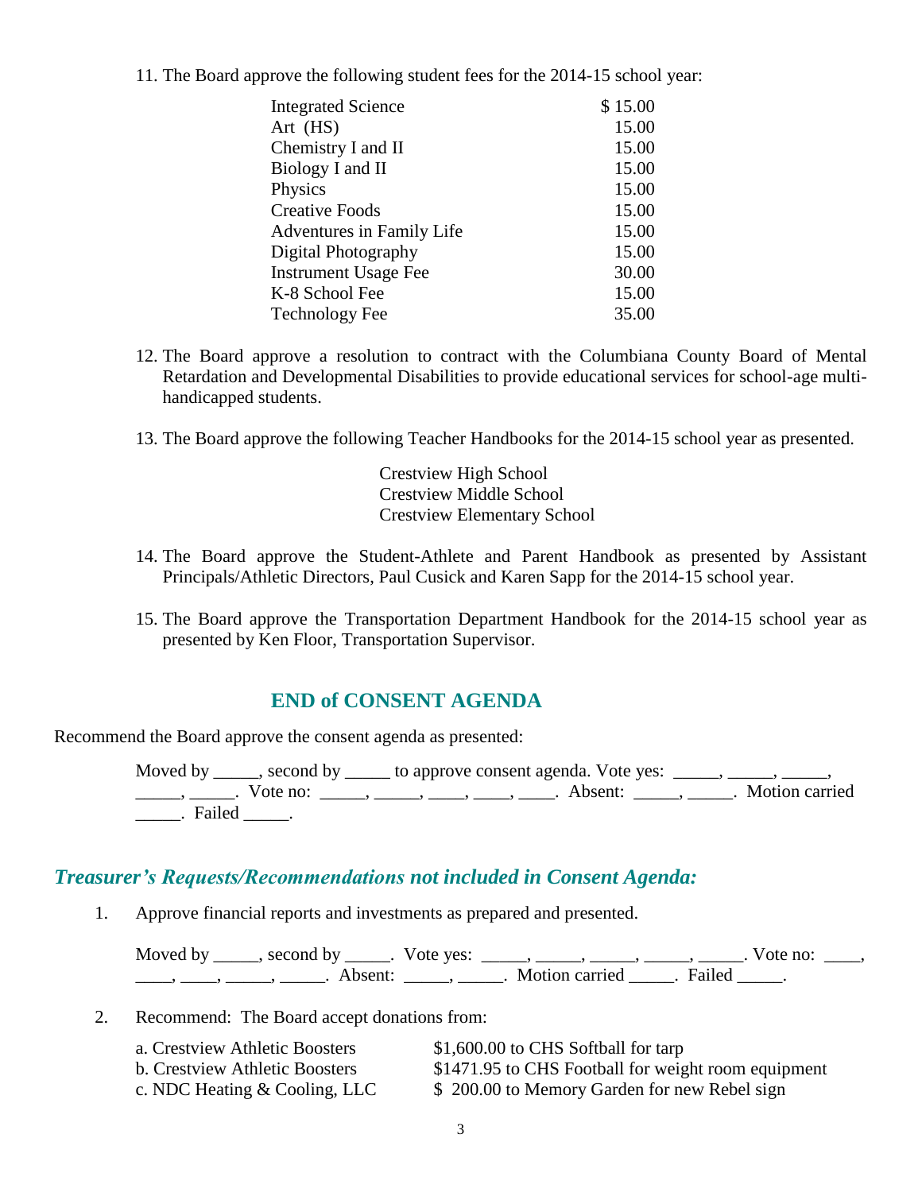11. The Board approve the following student fees for the 2014-15 school year:

| | |
|---|---|
| Integrated Science | $ 15.00 |
| Art (HS) | 15.00 |
| Chemistry I and II | 15.00 |
| Biology I and II | 15.00 |
| Physics | 15.00 |
| Creative Foods | 15.00 |
| Adventures in Family Life | 15.00 |
| Digital Photography | 15.00 |
| Instrument Usage Fee | 30.00 |
| K-8 School Fee | 15.00 |
| Technology Fee | 35.00 |

12. The Board approve a resolution to contract with the Columbiana County Board of Mental Retardation and Developmental Disabilities to provide educational services for school-age multi-handicapped students.

13. The Board approve the following Teacher Handbooks for the 2014-15 school year as presented.

    Crestview High School
    Crestview Middle School
    Crestview Elementary School

14. The Board approve the Student-Athlete and Parent Handbook as presented by Assistant Principals/Athletic Directors, Paul Cusick and Karen Sapp for the 2014-15 school year.

15. The Board approve the Transportation Department Handbook for the 2014-15 school year as presented by Ken Floor, Transportation Supervisor.

## END of CONSENT AGENDA

Recommend the Board approve the consent agenda as presented:

Moved by _____, second by _____ to approve consent agenda. Vote yes: _____, _____, _____, _____, _____. Vote no: _____, _____, ____, ____, ____. Absent: _____, _____. Motion carried _____. Failed _____.

## *Treasurer's Requests/Recommendations not included in Consent Agenda:*

1. Approve financial reports and investments as prepared and presented.

   Moved by _____, second by _____. Vote yes: _____, _____, _____, _____, _____. Vote no: ____, ____, ____, _____, _____. Absent: _____, _____. Motion carried _____. Failed _____.

2. Recommend: The Board accept donations from:

| | |
|---|---|
| a. Crestview Athletic Boosters | $1,600.00 to CHS Softball for tarp |
| b. Crestview Athletic Boosters | $1471.95 to CHS Football for weight room equipment |
| c. NDC Heating & Cooling, LLC | $ 200.00 to Memory Garden for new Rebel sign |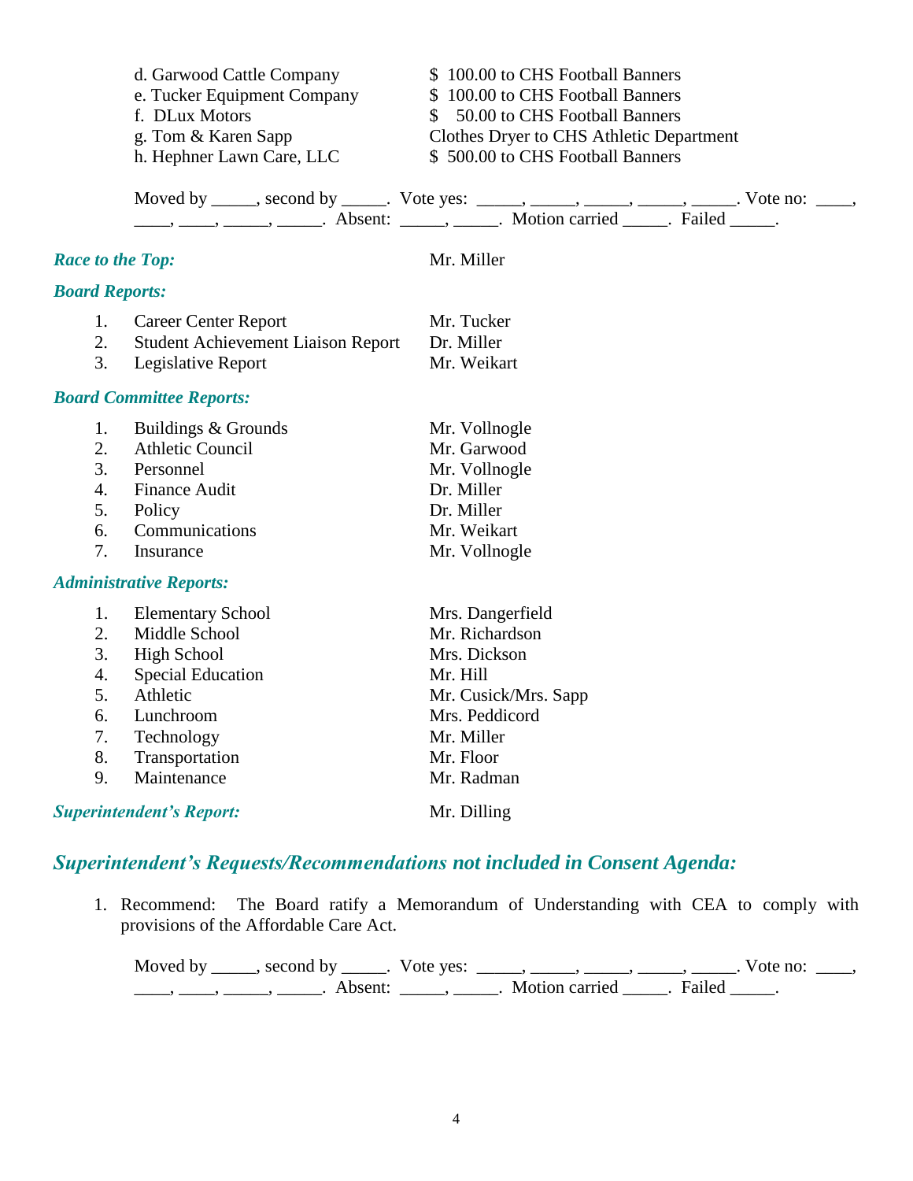d. Garwood Cattle Company — $ 100.00 to CHS Football Banners
e. Tucker Equipment Company — $ 100.00 to CHS Football Banners
f. DLux Motors — $ 50.00 to CHS Football Banners
g. Tom & Karen Sapp — Clothes Dryer to CHS Athletic Department
h. Hephner Lawn Care, LLC — $ 500.00 to CHS Football Banners

Moved by _____, second by _____. Vote yes: _____, _____, _____, _____, _____. Vote no: ____, ____, ____, _____, _____. Absent: _____, _____. Motion carried _____. Failed _____.

***Race to the Top:*** Mr. Miller

***Board Reports:***

1. Career Center Report — Mr. Tucker
2. Student Achievement Liaison Report — Dr. Miller
3. Legislative Report — Mr. Weikart

***Board Committee Reports:***

1. Buildings & Grounds — Mr. Vollnogle
2. Athletic Council — Mr. Garwood
3. Personnel — Mr. Vollnogle
4. Finance Audit — Dr. Miller
5. Policy — Dr. Miller
6. Communications — Mr. Weikart
7. Insurance — Mr. Vollnogle

***Administrative Reports:***

1. Elementary School — Mrs. Dangerfield
2. Middle School — Mr. Richardson
3. High School — Mrs. Dickson
4. Special Education — Mr. Hill
5. Athletic — Mr. Cusick/Mrs. Sapp
6. Lunchroom — Mrs. Peddicord
7. Technology — Mr. Miller
8. Transportation — Mr. Floor
9. Maintenance — Mr. Radman

***Superintendent's Report:*** Mr. Dilling

## *Superintendent's Requests/Recommendations not included in Consent Agenda:*

1. Recommend: The Board ratify a Memorandum of Understanding with CEA to comply with provisions of the Affordable Care Act.

   Moved by _____, second by _____. Vote yes: _____, _____, _____, _____, _____. Vote no: ____, ____, ____, _____, _____. Absent: _____, _____. Motion carried _____. Failed _____.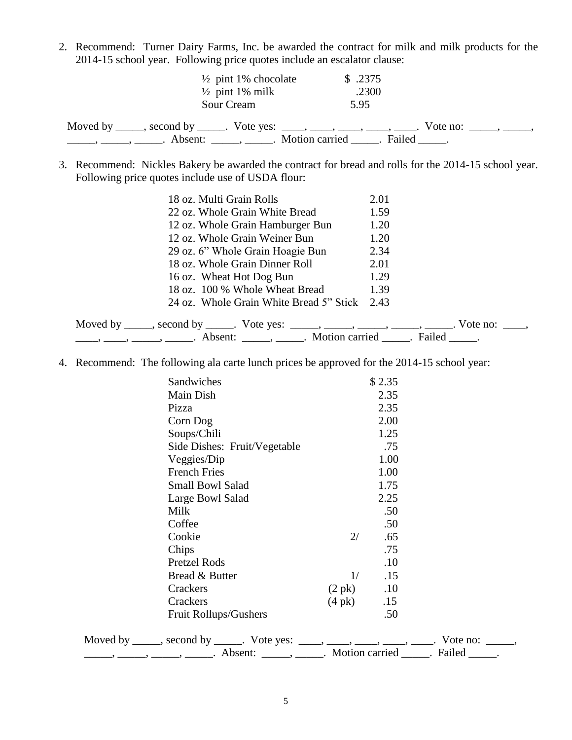2. Recommend: Turner Dairy Farms, Inc. be awarded the contract for milk and milk products for the 2014-15 school year. Following price quotes include an escalator clause:

| | |
|---|---|
| ½ pint 1% chocolate | $ .2375 |
| ½ pint 1% milk | .2300 |
| Sour Cream | 5.95 |

Moved by _____, second by _____. Vote yes: ____, ____, ____, ____, ____. Vote no: _____, _____, _____, _____, _____. Absent: _____, _____. Motion carried _____. Failed _____.

3. Recommend: Nickles Bakery be awarded the contract for bread and rolls for the 2014-15 school year. Following price quotes include use of USDA flour:

| | |
|---|---|
| 18 oz. Multi Grain Rolls | 2.01 |
| 22 oz. Whole Grain White Bread | 1.59 |
| 12 oz. Whole Grain Hamburger Bun | 1.20 |
| 12 oz. Whole Grain Weiner Bun | 1.20 |
| 29 oz. 6" Whole Grain Hoagie Bun | 2.34 |
| 18 oz. Whole Grain Dinner Roll | 2.01 |
| 16 oz. Wheat Hot Dog Bun | 1.29 |
| 18 oz. 100 % Whole Wheat Bread | 1.39 |
| 24 oz. Whole Grain White Bread 5" Stick | 2.43 |

Moved by _____, second by _____. Vote yes: _____, _____, _____, _____, _____. Vote no: ____, ____, ____, _____, _____. Absent: _____, _____. Motion carried _____. Failed _____.

4. Recommend: The following ala carte lunch prices be approved for the 2014-15 school year:

| | | |
|---|---|---|
| Sandwiches | | $ 2.35 |
| Main Dish | | 2.35 |
| Pizza | | 2.35 |
| Corn Dog | | 2.00 |
| Soups/Chili | | 1.25 |
| Side Dishes: Fruit/Vegetable | | .75 |
| Veggies/Dip | | 1.00 |
| French Fries | | 1.00 |
| Small Bowl Salad | | 1.75 |
| Large Bowl Salad | | 2.25 |
| Milk | | .50 |
| Coffee | | .50 |
| Cookie | 2/ | .65 |
| Chips | | .75 |
| Pretzel Rods | | .10 |
| Bread & Butter | 1/ | .15 |
| Crackers | (2 pk) | .10 |
| Crackers | (4 pk) | .15 |
| Fruit Rollups/Gushers | | .50 |

Moved by _____, second by _____. Vote yes: ____, ____, ____, ____, ____. Vote no: _____, _____, _____, _____, _____. Absent: _____, _____. Motion carried _____. Failed _____.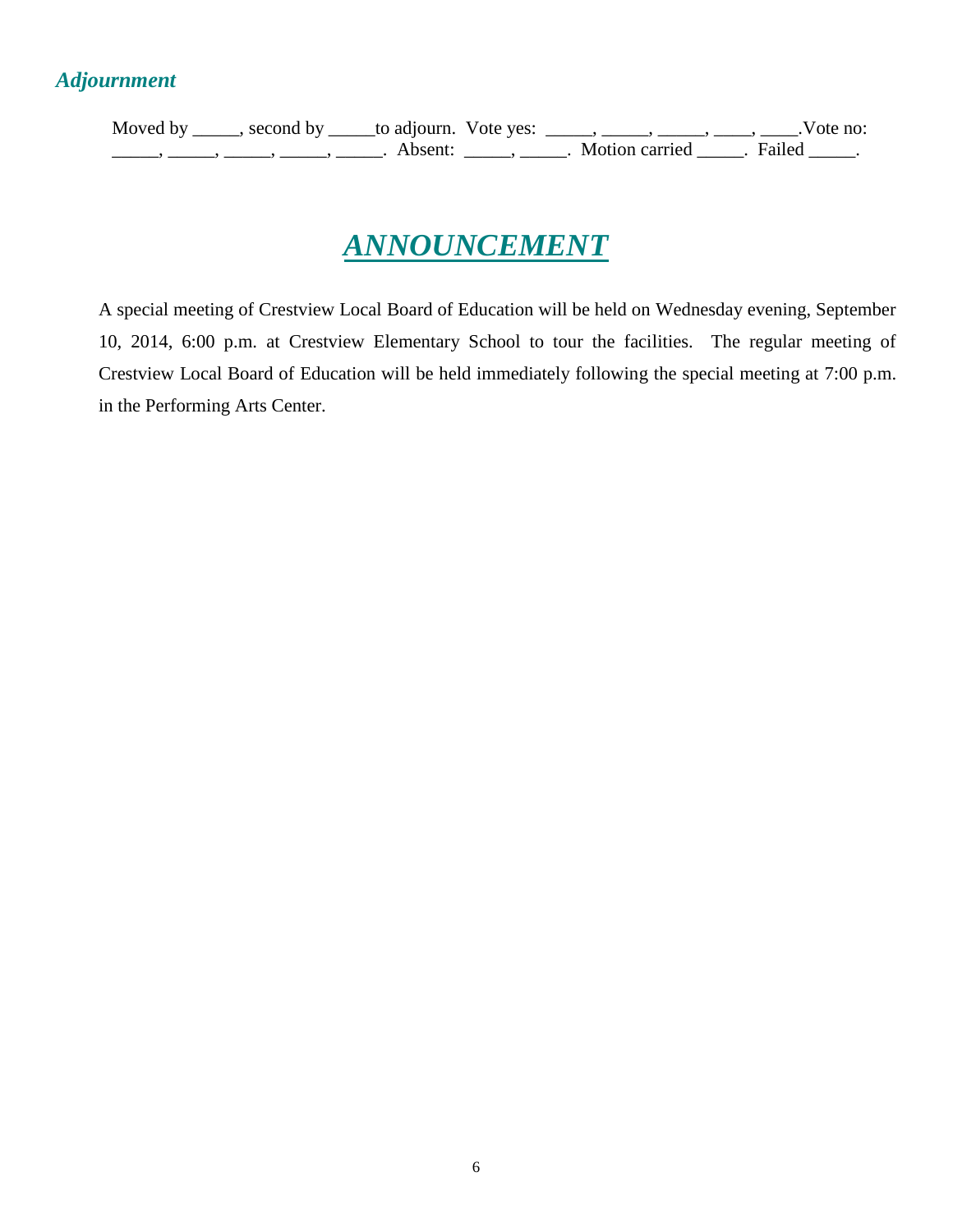### *Adjourment*

Moved by _____, second by _____to adjourn. Vote yes: _____, _____, _____, ____, ____.Vote no: _____, _____, _____, _____, _____. Absent: _____, _____. Motion carried _____. Failed _____.

## ***ANNOUNCEMENT***

A special meeting of Crestview Local Board of Education will be held on Wednesday evening, September 10, 2014, 6:00 p.m. at Crestview Elementary School to tour the facilities. The regular meeting of Crestview Local Board of Education will be held immediately following the special meeting at 7:00 p.m. in the Performing Arts Center.